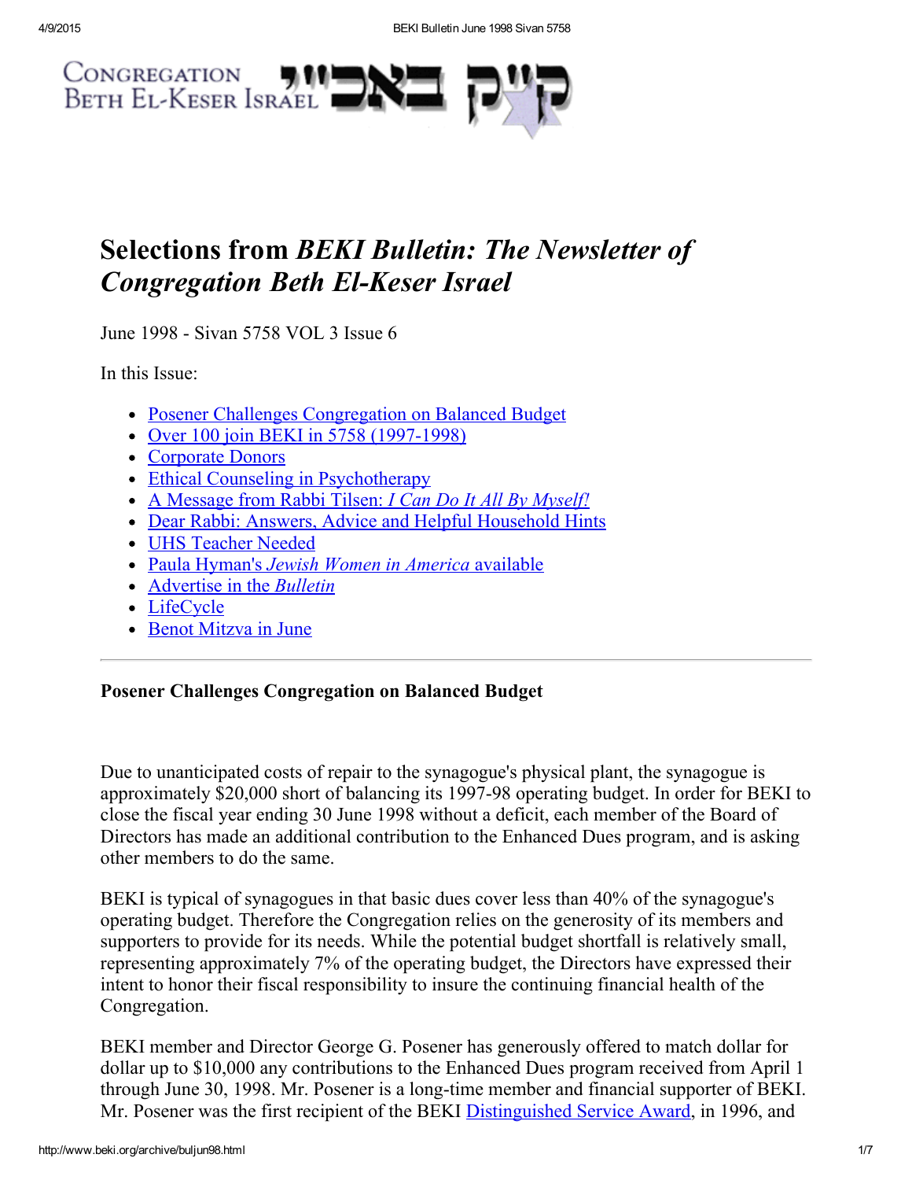Congregation Beth El-Keser Israel קי״ק באבי״י

# Selections from *BEKI Bulletin: The Newsletter of Congregation Beth El-Keser Israel*

June 1998 - Sivan 5758 VOL 3 Issue 6

In this Issue:

- Posener Challenges Congregation on Balanced Budget
- Over 100 join BEKI in 5758 (1997-1998)
- Corporate Donors
- Ethical Counseling in Psychotherapy
- A Message from Rabbi Tilsen: *I Can Do It All By Myself!*
- Dear Rabbi: Answers, Advice and Helpful Household Hints
- UHS Teacher Needed
- Paula Hyman's *Jewish Women in America* available
- Advertise in the *Bulletin*
- LifeCycle
- Benot Mitzva in June

---

### Posener Challenges Congregation on Balanced Budget

Due to unanticipated costs of repair to the synagogue's physical plant, the synagogue is approximately $20,000 short of balancing its 1997-98 operating budget. In order for BEKI to close the fiscal year ending 30 June 1998 without a deficit, each member of the Board of Directors has made an additional contribution to the Enhanced Dues program, and is asking other members to do the same.

BEKI is typical of synagogues in that basic dues cover less than 40% of the synagogue's operating budget. Therefore the Congregation relies on the generosity of its members and supporters to provide for its needs. While the potential budget shortfall is relatively small, representing approximately 7% of the operating budget, the Directors have expressed their intent to honor their fiscal responsibility to insure the continuing financial health of the Congregation.

BEKI member and Director George G. Posener has generously offered to match dollar for dollar up to $10,000 any contributions to the Enhanced Dues program received from April 1 through June 30, 1998. Mr. Posener is a long-time member and financial supporter of BEKI. Mr. Posener was the first recipient of the BEKI Distinguished Service Award, in 1996, and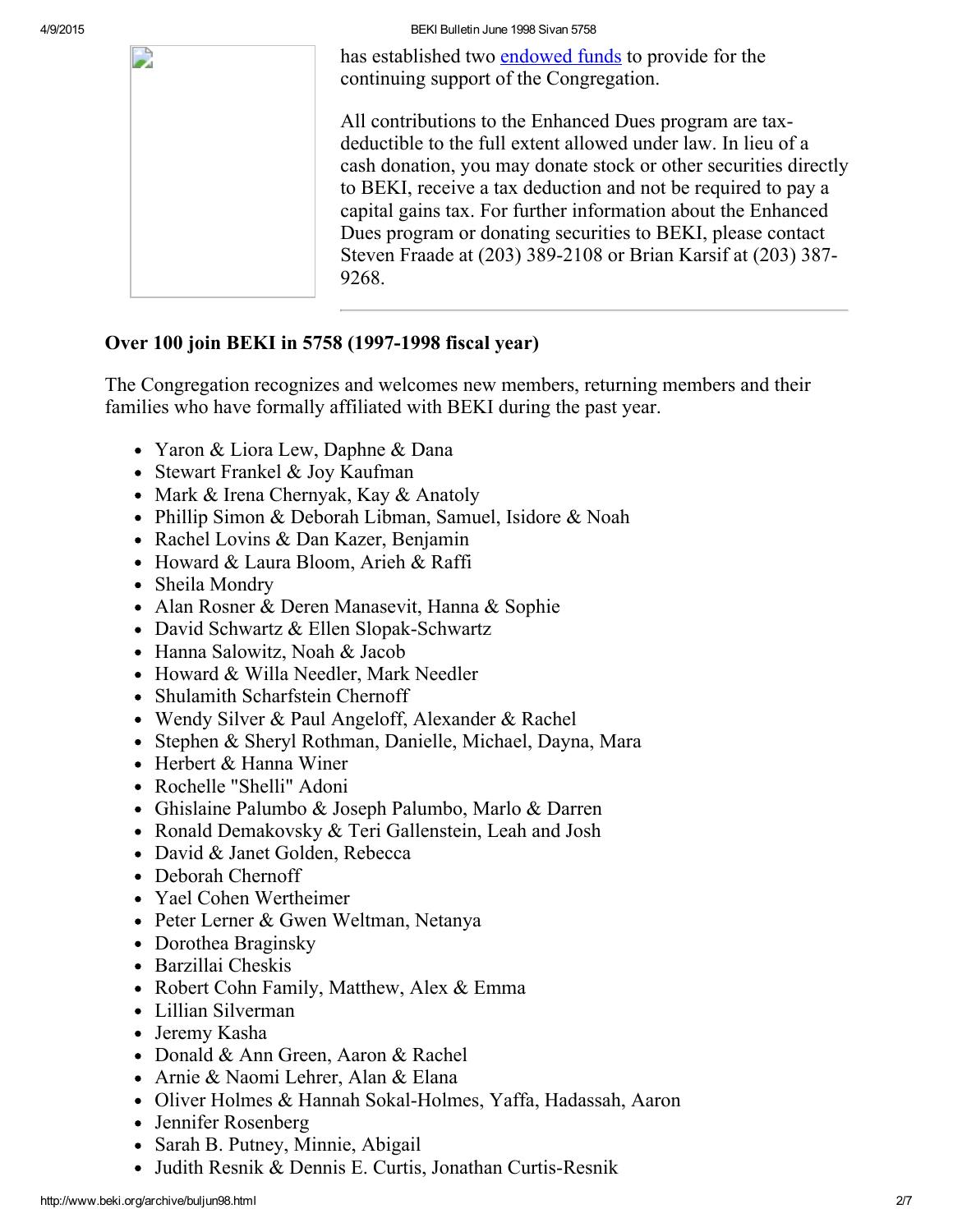has established two endowed funds to provide for the continuing support of the Congregation.

All contributions to the Enhanced Dues program are tax-deductible to the full extent allowed under law. In lieu of a cash donation, you may donate stock or other securities directly to BEKI, receive a tax deduction and not be required to pay a capital gains tax. For further information about the Enhanced Dues program or donating securities to BEKI, please contact Steven Fraade at (203) 389-2108 or Brian Karsif at (203) 387-9268.

---

**Over 100 join BEKI in 5758 (1997-1998 fiscal year)**

The Congregation recognizes and welcomes new members, returning members and their families who have formally affiliated with BEKI during the past year.

- Yaron & Liora Lew, Daphne & Dana
- Stewart Frankel & Joy Kaufman
- Mark & Irena Chernyak, Kay & Anatoly
- Phillip Simon & Deborah Libman, Samuel, Isidore & Noah
- Rachel Lovins & Dan Kazer, Benjamin
- Howard & Laura Bloom, Arieh & Raffi
- Sheila Mondry
- Alan Rosner & Deren Manasevit, Hanna & Sophie
- David Schwartz & Ellen Slopak-Schwartz
- Hanna Salowitz, Noah & Jacob
- Howard & Willa Needler, Mark Needler
- Shulamith Scharfstein Chernoff
- Wendy Silver & Paul Angeloff, Alexander & Rachel
- Stephen & Sheryl Rothman, Danielle, Michael, Dayna, Mara
- Herbert & Hanna Winer
- Rochelle "Shelli" Adoni
- Ghislaine Palumbo & Joseph Palumbo, Marlo & Darren
- Ronald Demakovsky & Teri Gallenstein, Leah and Josh
- David & Janet Golden, Rebecca
- Deborah Chernoff
- Yael Cohen Wertheimer
- Peter Lerner & Gwen Weltman, Netanya
- Dorothea Braginsky
- Barzillai Cheskis
- Robert Cohn Family, Matthew, Alex & Emma
- Lillian Silverman
- Jeremy Kasha
- Donald & Ann Green, Aaron & Rachel
- Arnie & Naomi Lehrer, Alan & Elana
- Oliver Holmes & Hannah Sokal-Holmes, Yaffa, Hadassah, Aaron
- Jennifer Rosenberg
- Sarah B. Putney, Minnie, Abigail
- Judith Resnik & Dennis E. Curtis, Jonathan Curtis-Resnik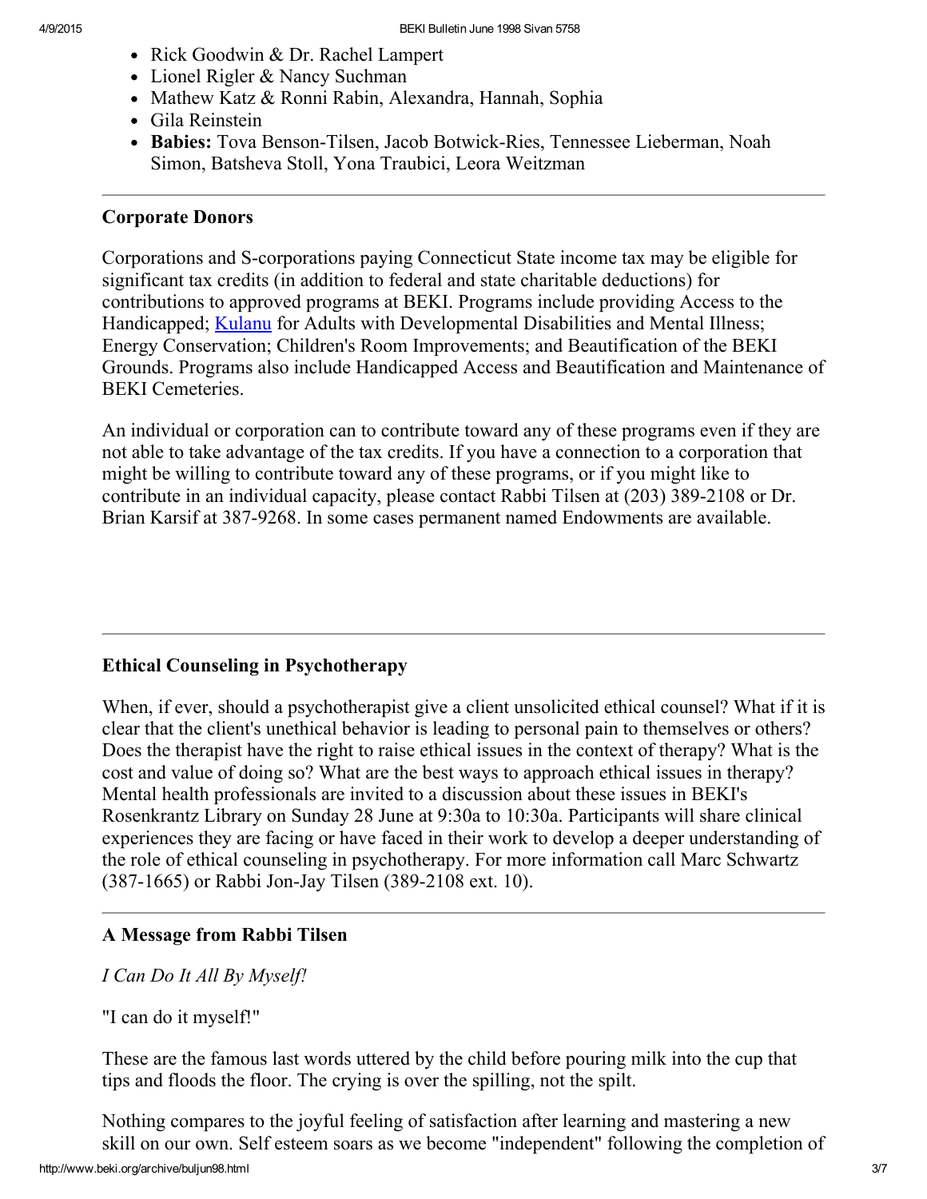- Rick Goodwin & Dr. Rachel Lampert
- Lionel Rigler & Nancy Suchman
- Mathew Katz & Ronni Rabin, Alexandra, Hannah, Sophia
- Gila Reinstein
- **Babies:** Tova Benson-Tilsen, Jacob Botwick-Ries, Tennessee Lieberman, Noah Simon, Batsheva Stoll, Yona Traubici, Leora Weitzman

---

### Corporate Donors

Corporations and S-corporations paying Connecticut State income tax may be eligible for significant tax credits (in addition to federal and state charitable deductions) for contributions to approved programs at BEKI. Programs include providing Access to the Handicapped; Kulanu for Adults with Developmental Disabilities and Mental Illness; Energy Conservation; Children's Room Improvements; and Beautification of the BEKI Grounds. Programs also include Handicapped Access and Beautification and Maintenance of BEKI Cemeteries.

An individual or corporation can to contribute toward any of these programs even if they are not able to take advantage of the tax credits. If you have a connection to a corporation that might be willing to contribute toward any of these programs, or if you might like to contribute in an individual capacity, please contact Rabbi Tilsen at (203) 389-2108 or Dr. Brian Karsif at 387-9268. In some cases permanent named Endowments are available.

---

### Ethical Counseling in Psychotherapy

When, if ever, should a psychotherapist give a client unsolicited ethical counsel? What if it is clear that the client's unethical behavior is leading to personal pain to themselves or others? Does the therapist have the right to raise ethical issues in the context of therapy? What is the cost and value of doing so? What are the best ways to approach ethical issues in therapy? Mental health professionals are invited to a discussion about these issues in BEKI's Rosenkrantz Library on Sunday 28 June at 9:30a to 10:30a. Participants will share clinical experiences they are facing or have faced in their work to develop a deeper understanding of the role of ethical counseling in psychotherapy. For more information call Marc Schwartz (387-1665) or Rabbi Jon-Jay Tilsen (389-2108 ext. 10).

---

### A Message from Rabbi Tilsen

*I Can Do It All By Myself!*

"I can do it myself!"

These are the famous last words uttered by the child before pouring milk into the cup that tips and floods the floor. The crying is over the spilling, not the spilt.

Nothing compares to the joyful feeling of satisfaction after learning and mastering a new skill on our own. Self esteem soars as we become "independent" following the completion of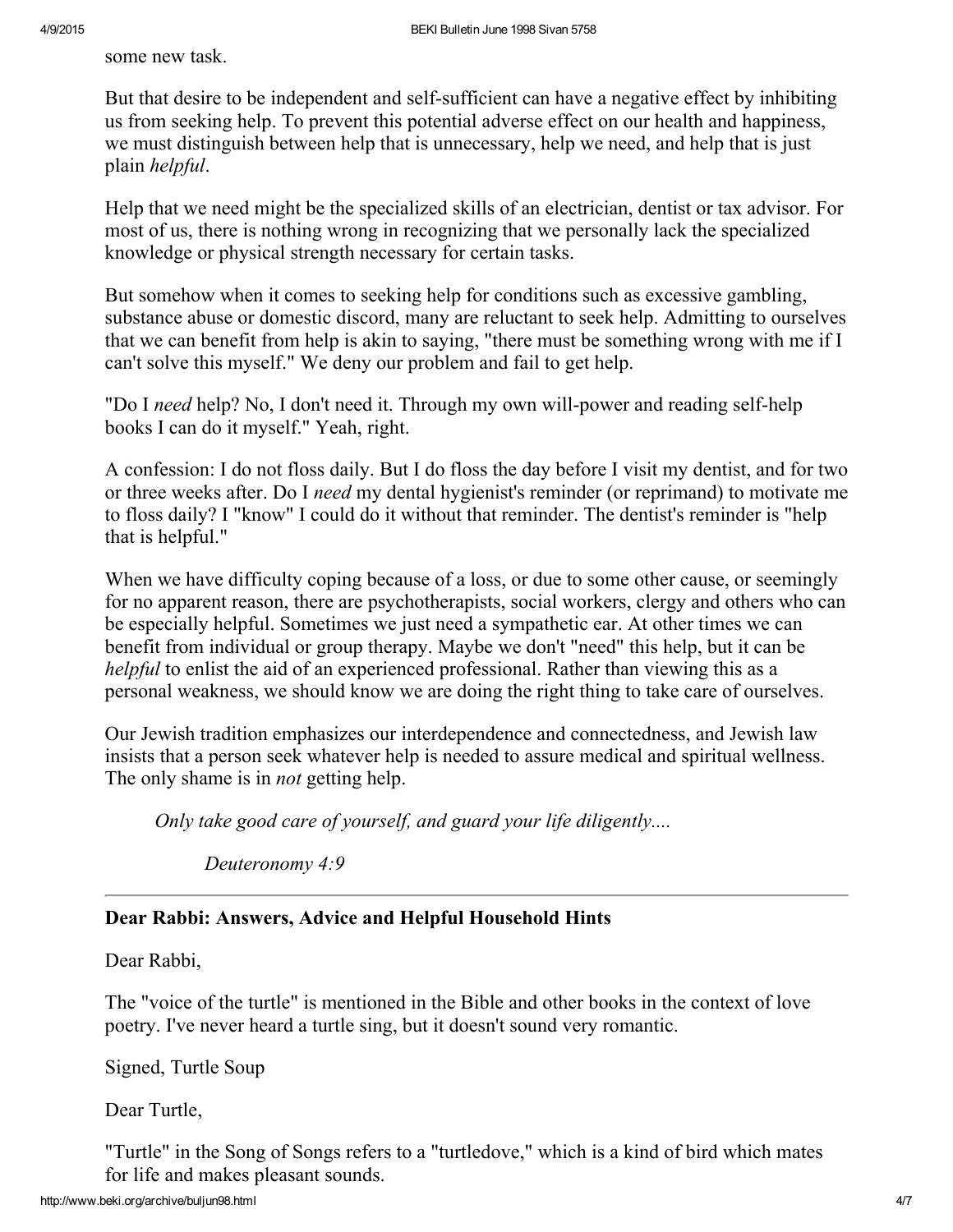some new task.

But that desire to be independent and self-sufficient can have a negative effect by inhibiting us from seeking help. To prevent this potential adverse effect on our health and happiness, we must distinguish between help that is unnecessary, help we need, and help that is just plain *helpful*.

Help that we need might be the specialized skills of an electrician, dentist or tax advisor. For most of us, there is nothing wrong in recognizing that we personally lack the specialized knowledge or physical strength necessary for certain tasks.

But somehow when it comes to seeking help for conditions such as excessive gambling, substance abuse or domestic discord, many are reluctant to seek help. Admitting to ourselves that we can benefit from help is akin to saying, "there must be something wrong with me if I can't solve this myself." We deny our problem and fail to get help.

"Do I *need* help? No, I don't need it. Through my own will-power and reading self-help books I can do it myself." Yeah, right.

A confession: I do not floss daily. But I do floss the day before I visit my dentist, and for two or three weeks after. Do I *need* my dental hygienist's reminder (or reprimand) to motivate me to floss daily? I "know" I could do it without that reminder. The dentist's reminder is "help that is helpful."

When we have difficulty coping because of a loss, or due to some other cause, or seemingly for no apparent reason, there are psychotherapists, social workers, clergy and others who can be especially helpful. Sometimes we just need a sympathetic ear. At other times we can benefit from individual or group therapy. Maybe we don't "need" this help, but it can be *helpful* to enlist the aid of an experienced professional. Rather than viewing this as a personal weakness, we should know we are doing the right thing to take care of ourselves.

Our Jewish tradition emphasizes our interdependence and connectedness, and Jewish law insists that a person seek whatever help is needed to assure medical and spiritual wellness. The only shame is in *not* getting help.

> *Only take good care of yourself, and guard your life diligently....*
>
> *Deuteronomy 4:9*

---

**Dear Rabbi: Answers, Advice and Helpful Household Hints**

Dear Rabbi,

The "voice of the turtle" is mentioned in the Bible and other books in the context of love poetry. I've never heard a turtle sing, but it doesn't sound very romantic.

Signed, Turtle Soup

Dear Turtle,

"Turtle" in the Song of Songs refers to a "turtledove," which is a kind of bird which mates for life and makes pleasant sounds.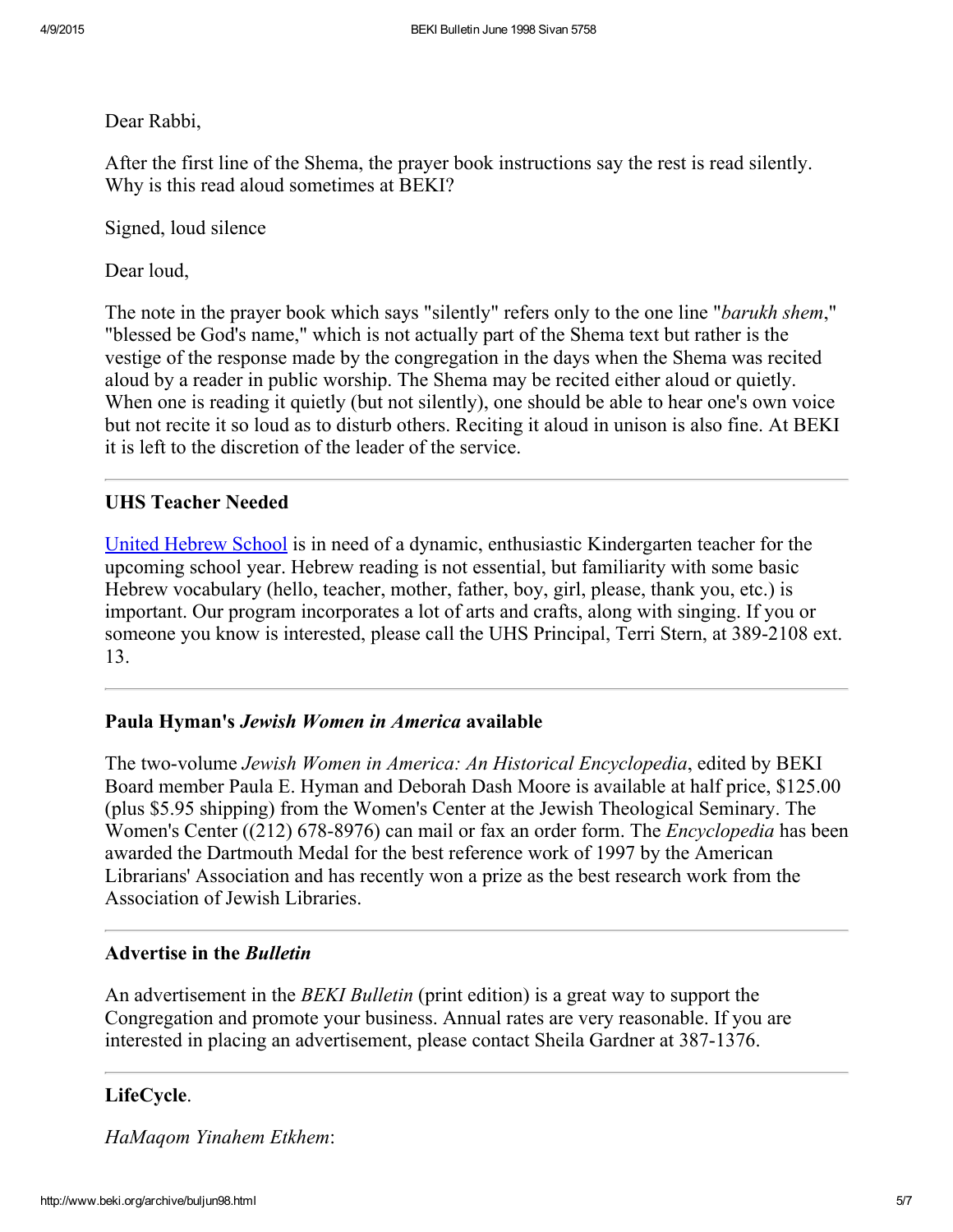Dear Rabbi,

After the first line of the Shema, the prayer book instructions say the rest is read silently. Why is this read aloud sometimes at BEKI?

Signed, loud silence

Dear loud,

The note in the prayer book which says "silently" refers only to the one line "*barukh shem*," "blessed be God's name," which is not actually part of the Shema text but rather is the vestige of the response made by the congregation in the days when the Shema was recited aloud by a reader in public worship. The Shema may be recited either aloud or quietly. When one is reading it quietly (but not silently), one should be able to hear one's own voice but not recite it so loud as to disturb others. Reciting it aloud in unison is also fine. At BEKI it is left to the discretion of the leader of the service.

---

### UHS Teacher Needed

United Hebrew School is in need of a dynamic, enthusiastic Kindergarten teacher for the upcoming school year. Hebrew reading is not essential, but familiarity with some basic Hebrew vocabulary (hello, teacher, mother, father, boy, girl, please, thank you, etc.) is important. Our program incorporates a lot of arts and crafts, along with singing. If you or someone you know is interested, please call the UHS Principal, Terri Stern, at 389-2108 ext. 13.

---

### Paula Hyman's *Jewish Women in America* available

The two-volume *Jewish Women in America: An Historical Encyclopedia*, edited by BEKI Board member Paula E. Hyman and Deborah Dash Moore is available at half price, $125.00 (plus $5.95 shipping) from the Women's Center at the Jewish Theological Seminary. The Women's Center ((212) 678-8976) can mail or fax an order form. The *Encyclopedia* has been awarded the Dartmouth Medal for the best reference work of 1997 by the American Librarians' Association and has recently won a prize as the best research work from the Association of Jewish Libraries.

---

### Advertise in the *Bulletin*

An advertisement in the *BEKI Bulletin* (print edition) is a great way to support the Congregation and promote your business. Annual rates are very reasonable. If you are interested in placing an advertisement, please contact Sheila Gardner at 387-1376.

---

### LifeCycle.

*HaMaqom Yinahem Etkhem*: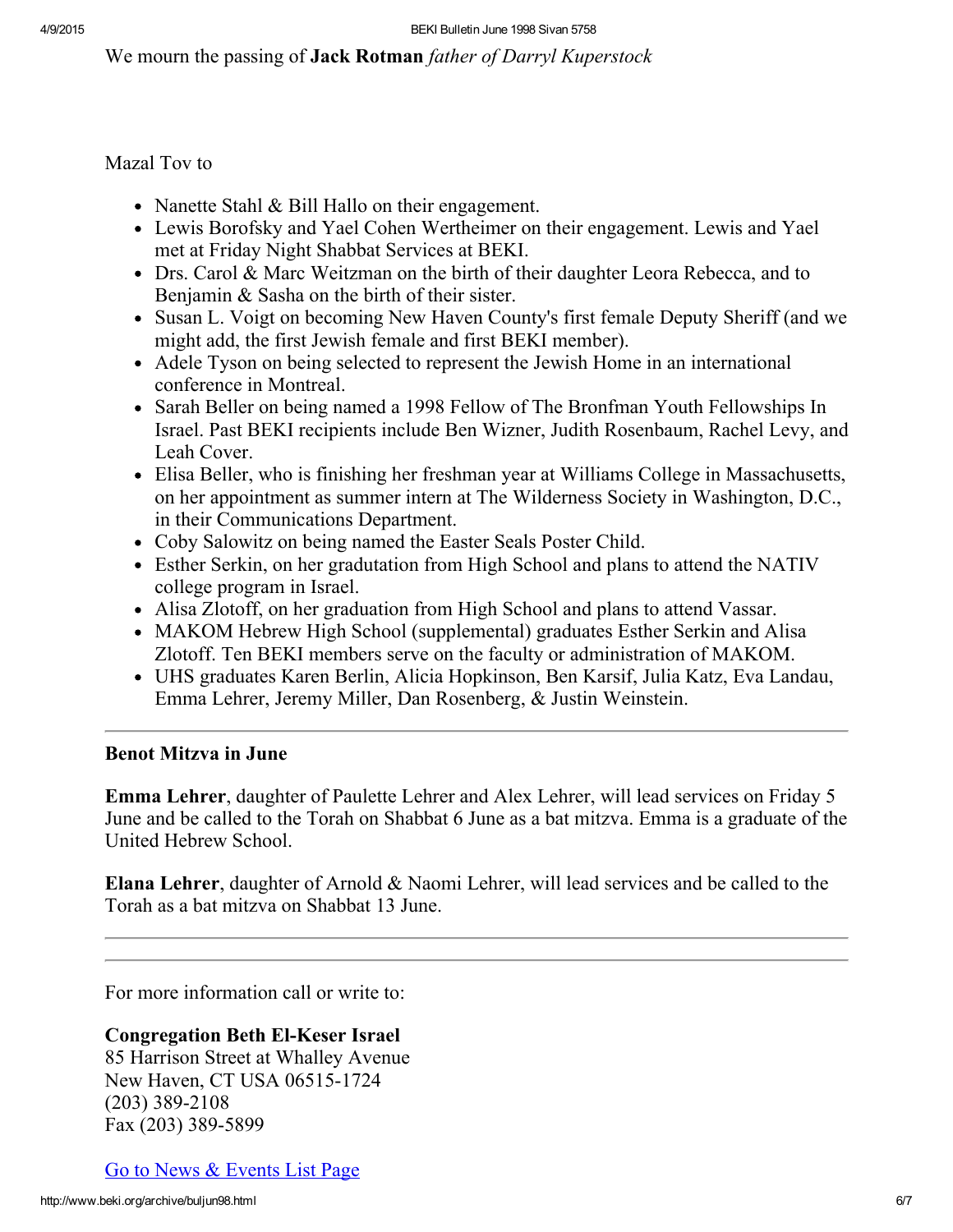We mourn the passing of **Jack Rotman** *father of Darryl Kuperstock*

Mazal Tov to

- Nanette Stahl & Bill Hallo on their engagement.
- Lewis Borofsky and Yael Cohen Wertheimer on their engagement. Lewis and Yael met at Friday Night Shabbat Services at BEKI.
- Drs. Carol & Marc Weitzman on the birth of their daughter Leora Rebecca, and to Benjamin & Sasha on the birth of their sister.
- Susan L. Voigt on becoming New Haven County's first female Deputy Sheriff (and we might add, the first Jewish female and first BEKI member).
- Adele Tyson on being selected to represent the Jewish Home in an international conference in Montreal.
- Sarah Beller on being named a 1998 Fellow of The Bronfman Youth Fellowships In Israel. Past BEKI recipients include Ben Wizner, Judith Rosenbaum, Rachel Levy, and Leah Cover.
- Elisa Beller, who is finishing her freshman year at Williams College in Massachusetts, on her appointment as summer intern at The Wilderness Society in Washington, D.C., in their Communications Department.
- Coby Salowitz on being named the Easter Seals Poster Child.
- Esther Serkin, on her gradutation from High School and plans to attend the NATIV college program in Israel.
- Alisa Zlotoff, on her graduation from High School and plans to attend Vassar.
- MAKOM Hebrew High School (supplemental) graduates Esther Serkin and Alisa Zlotoff. Ten BEKI members serve on the faculty or administration of MAKOM.
- UHS graduates Karen Berlin, Alicia Hopkinson, Ben Karsif, Julia Katz, Eva Landau, Emma Lehrer, Jeremy Miller, Dan Rosenberg, & Justin Weinstein.

---

**Benot Mitzva in June**

**Emma Lehrer**, daughter of Paulette Lehrer and Alex Lehrer, will lead services on Friday 5 June and be called to the Torah on Shabbat 6 June as a bat mitzva. Emma is a graduate of the United Hebrew School.

**Elana Lehrer**, daughter of Arnold & Naomi Lehrer, will lead services and be called to the Torah as a bat mitzva on Shabbat 13 June.

---

---

For more information call or write to:

**Congregation Beth El-Keser Israel**
85 Harrison Street at Whalley Avenue
New Haven, CT USA 06515-1724
(203) 389-2108
Fax (203) 389-5899

Go to News & Events List Page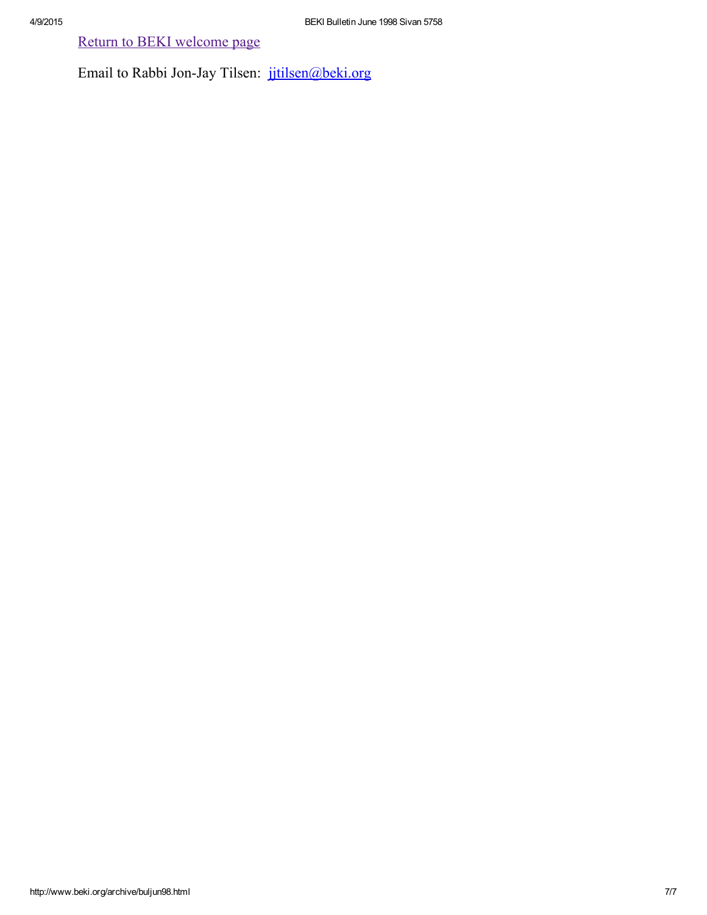[Return to BEKI welcome page]

Email to Rabbi Jon-Jay Tilsen: jjtilsen@beki.org